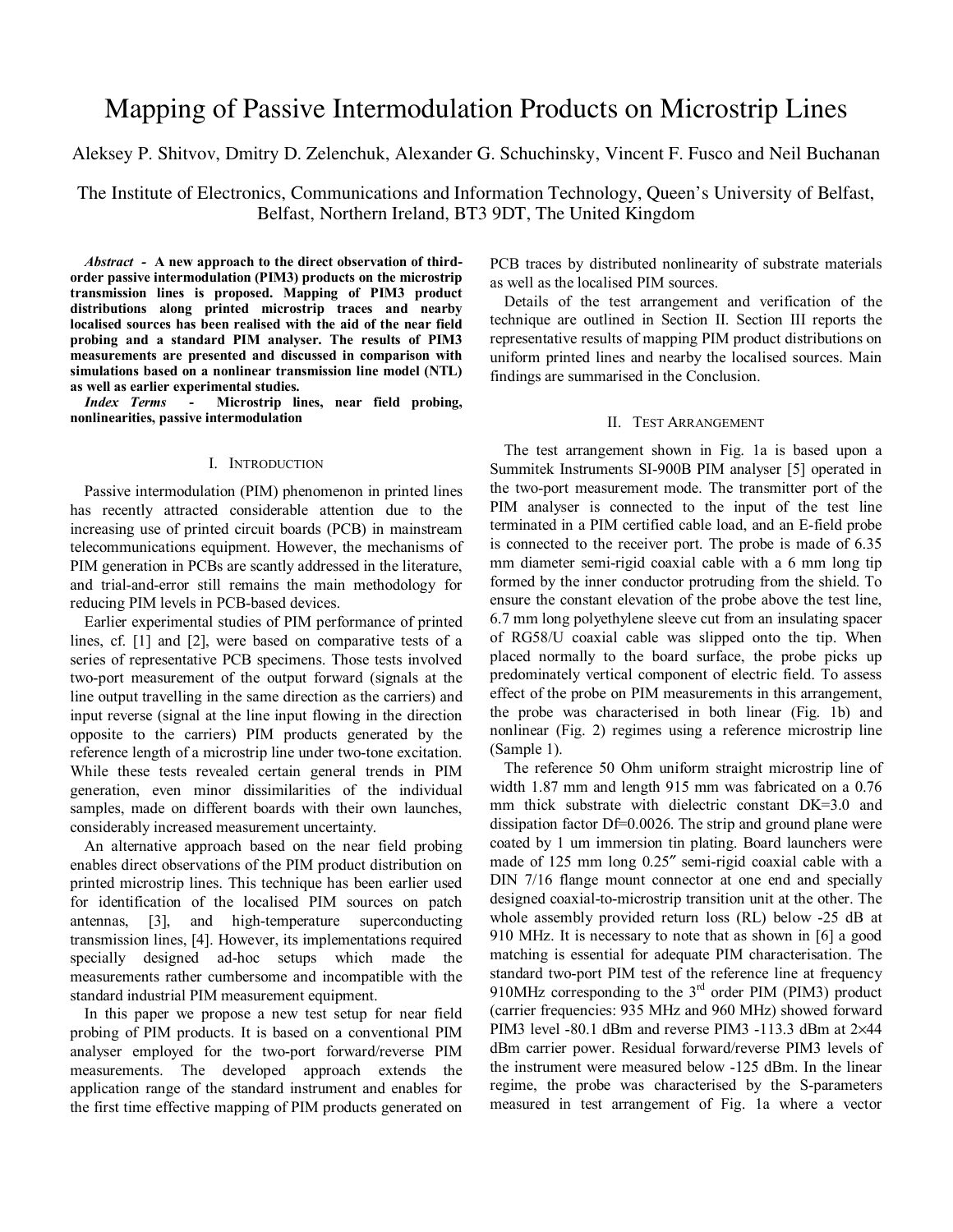# Mapping of Passive Intermodulation Products on Microstrip Lines

Aleksey P. Shitvov, Dmitry D. Zelenchuk, Alexander G. Schuchinsky, Vincent F. Fusco and Neil Buchanan

The Institute of Electronics, Communications and Information Technology, Queen's University of Belfast, Belfast, Northern Ireland, BT3 9DT, The United Kingdom

***Abstract* - A new approach to the direct observation of third-order passive intermodulation (PIM3) products on the microstrip transmission lines is proposed. Mapping of PIM3 product distributions along printed microstrip traces and nearby localised sources has been realised with the aid of the near field probing and a standard PIM analyser. The results of PIM3 measurements are presented and discussed in comparison with simulations based on a nonlinear transmission line model (NTL) as well as earlier experimental studies.**

***Index Terms* - Microstrip lines, near field probing, nonlinearities, passive intermodulation**

## I. Introduction

Passive intermodulation (PIM) phenomenon in printed lines has recently attracted considerable attention due to the increasing use of printed circuit boards (PCB) in mainstream telecommunications equipment. However, the mechanisms of PIM generation in PCBs are scantly addressed in the literature, and trial-and-error still remains the main methodology for reducing PIM levels in PCB-based devices.

Earlier experimental studies of PIM performance of printed lines, cf. [1] and [2], were based on comparative tests of a series of representative PCB specimens. Those tests involved two-port measurement of the output forward (signals at the line output travelling in the same direction as the carriers) and input reverse (signal at the line input flowing in the direction opposite to the carriers) PIM products generated by the reference length of a microstrip line under two-tone excitation. While these tests revealed certain general trends in PIM generation, even minor dissimilarities of the individual samples, made on different boards with their own launches, considerably increased measurement uncertainty.

An alternative approach based on the near field probing enables direct observations of the PIM product distribution on printed microstrip lines. This technique has been earlier used for identification of the localised PIM sources on patch antennas, [3], and high-temperature superconducting transmission lines, [4]. However, its implementations required specially designed ad-hoc setups which made the measurements rather cumbersome and incompatible with the standard industrial PIM measurement equipment.

In this paper we propose a new test setup for near field probing of PIM products. It is based on a conventional PIM analyser employed for the two-port forward/reverse PIM measurements. The developed approach extends the application range of the standard instrument and enables for the first time effective mapping of PIM products generated on PCB traces by distributed nonlinearity of substrate materials as well as the localised PIM sources.

Details of the test arrangement and verification of the technique are outlined in Section II. Section III reports the representative results of mapping PIM product distributions on uniform printed lines and nearby the localised sources. Main findings are summarised in the Conclusion.

## II. Test Arrangement

The test arrangement shown in Fig. 1a is based upon a Summitek Instruments SI-900B PIM analyser [5] operated in the two-port measurement mode. The transmitter port of the PIM analyser is connected to the input of the test line terminated in a PIM certified cable load, and an E-field probe is connected to the receiver port. The probe is made of 6.35 mm diameter semi-rigid coaxial cable with a 6 mm long tip formed by the inner conductor protruding from the shield. To ensure the constant elevation of the probe above the test line, 6.7 mm long polyethylene sleeve cut from an insulating spacer of RG58/U coaxial cable was slipped onto the tip. When placed normally to the board surface, the probe picks up predominately vertical component of electric field. To assess effect of the probe on PIM measurements in this arrangement, the probe was characterised in both linear (Fig. 1b) and nonlinear (Fig. 2) regimes using a reference microstrip line (Sample 1).

The reference 50 Ohm uniform straight microstrip line of width 1.87 mm and length 915 mm was fabricated on a 0.76 mm thick substrate with dielectric constant DK=3.0 and dissipation factor Df=0.0026. The strip and ground plane were coated by 1 um immersion tin plating. Board launchers were made of 125 mm long 0.25″ semi-rigid coaxial cable with a DIN 7/16 flange mount connector at one end and specially designed coaxial-to-microstrip transition unit at the other. The whole assembly provided return loss (RL) below -25 dB at 910 MHz. It is necessary to note that as shown in [6] a good matching is essential for adequate PIM characterisation. The standard two-port PIM test of the reference line at frequency 910MHz corresponding to the 3[rd] order PIM (PIM3) product (carrier frequencies: 935 MHz and 960 MHz) showed forward PIM3 level -80.1 dBm and reverse PIM3 -113.3 dBm at 2×44 dBm carrier power. Residual forward/reverse PIM3 levels of the instrument were measured below -125 dBm. In the linear regime, the probe was characterised by the S-parameters measured in test arrangement of Fig. 1a where a vector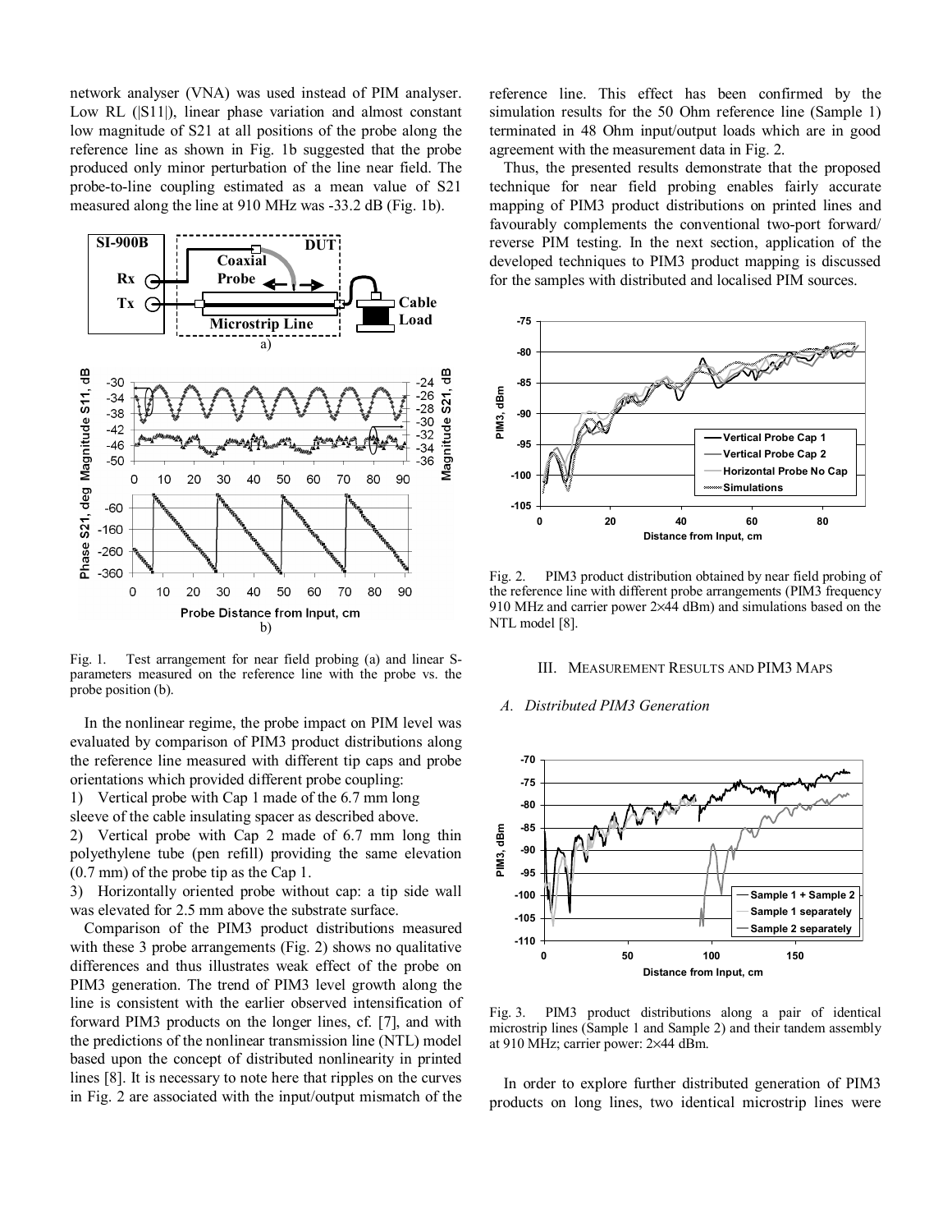network analyser (VNA) was used instead of PIM analyser. Low RL (|S11|), linear phase variation and almost constant low magnitude of S21 at all positions of the probe along the reference line as shown in Fig. 1b suggested that the probe produced only minor perturbation of the line near field. The probe-to-line coupling estimated as a mean value of S21 measured along the line at 910 MHz was -33.2 dB (Fig. 1b).

Fig. 1. Test arrangement for near field probing (a) and linear S-parameters measured on the reference line with the probe vs. the probe position (b).

In the nonlinear regime, the probe impact on PIM level was evaluated by comparison of PIM3 product distributions along the reference line measured with different tip caps and probe orientations which provided different probe coupling:

1) Vertical probe with Cap 1 made of the 6.7 mm long sleeve of the cable insulating spacer as described above.

2) Vertical probe with Cap 2 made of 6.7 mm long thin polyethylene tube (pen refill) providing the same elevation (0.7 mm) of the probe tip as the Cap 1.

3) Horizontally oriented probe without cap: a tip side wall was elevated for 2.5 mm above the substrate surface.

Comparison of the PIM3 product distributions measured with these 3 probe arrangements (Fig. 2) shows no qualitative differences and thus illustrates weak effect of the probe on PIM3 generation. The trend of PIM3 level growth along the line is consistent with the earlier observed intensification of forward PIM3 products on the longer lines, cf. [7], and with the predictions of the nonlinear transmission line (NTL) model based upon the concept of distributed nonlinearity in printed lines [8]. It is necessary to note here that ripples on the curves in Fig. 2 are associated with the input/output mismatch of the reference line. This effect has been confirmed by the simulation results for the 50 Ohm reference line (Sample 1) terminated in 48 Ohm input/output loads which are in good agreement with the measurement data in Fig. 2.

Thus, the presented results demonstrate that the proposed technique for near field probing enables fairly accurate mapping of PIM3 product distributions on printed lines and favourably complements the conventional two-port forward/ reverse PIM testing. In the next section, application of the developed techniques to PIM3 product mapping is discussed for the samples with distributed and localised PIM sources.

Fig. 2. PIM3 product distribution obtained by near field probing of the reference line with different probe arrangements (PIM3 frequency 910 MHz and carrier power 2×44 dBm) and simulations based on the NTL model [8].

## III. Measurement Results and PIM3 Maps

### A. Distributed PIM3 Generation

Fig. 3. PIM3 product distributions along a pair of identical microstrip lines (Sample 1 and Sample 2) and their tandem assembly at 910 MHz; carrier power: 2×44 dBm.

In order to explore further distributed generation of PIM3 products on long lines, two identical microstrip lines were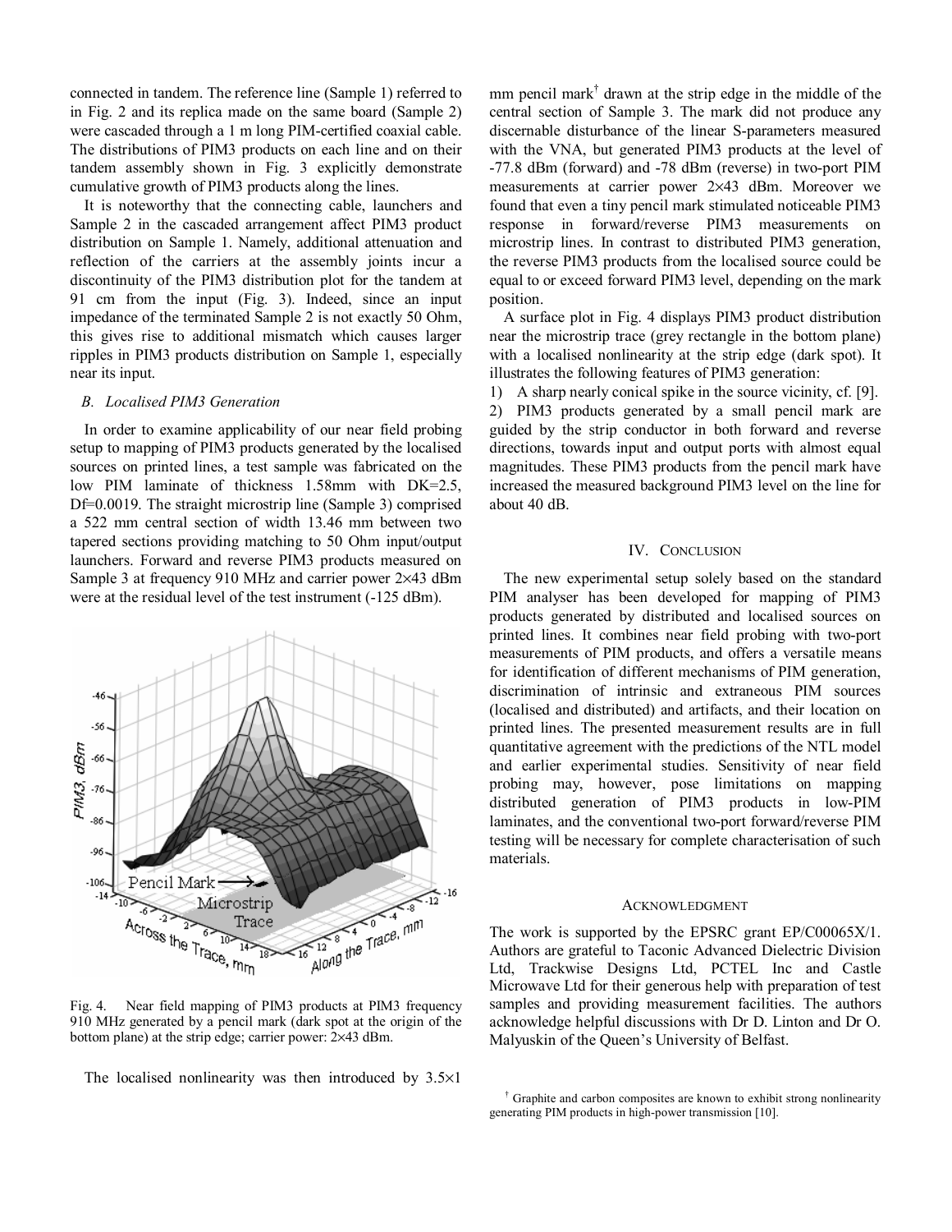connected in tandem. The reference line (Sample 1) referred to in Fig. 2 and its replica made on the same board (Sample 2) were cascaded through a 1 m long PIM-certified coaxial cable. The distributions of PIM3 products on each line and on their tandem assembly shown in Fig. 3 explicitly demonstrate cumulative growth of PIM3 products along the lines.

It is noteworthy that the connecting cable, launchers and Sample 2 in the cascaded arrangement affect PIM3 product distribution on Sample 1. Namely, additional attenuation and reflection of the carriers at the assembly joints incur a discontinuity of the PIM3 distribution plot for the tandem at 91 cm from the input (Fig. 3). Indeed, since an input impedance of the terminated Sample 2 is not exactly 50 Ohm, this gives rise to additional mismatch which causes larger ripples in PIM3 products distribution on Sample 1, especially near its input.

### *B. Localised PIM3 Generation*

In order to examine applicability of our near field probing setup to mapping of PIM3 products generated by the localised sources on printed lines, a test sample was fabricated on the low PIM laminate of thickness 1.58mm with DK=2.5, Df=0.0019. The straight microstrip line (Sample 3) comprised a 522 mm central section of width 13.46 mm between two tapered sections providing matching to 50 Ohm input/output launchers. Forward and reverse PIM3 products measured on Sample 3 at frequency 910 MHz and carrier power 2×43 dBm were at the residual level of the test instrument (-125 dBm).

Fig. 4. Near field mapping of PIM3 products at PIM3 frequency 910 MHz generated by a pencil mark (dark spot at the origin of the bottom plane) at the strip edge; carrier power: 2×43 dBm.

The localised nonlinearity was then introduced by 3.5×1 mm pencil mark[†] drawn at the strip edge in the middle of the central section of Sample 3. The mark did not produce any discernable disturbance of the linear S-parameters measured with the VNA, but generated PIM3 products at the level of -77.8 dBm (forward) and -78 dBm (reverse) in two-port PIM measurements at carrier power 2×43 dBm. Moreover we found that even a tiny pencil mark stimulated noticeable PIM3 response in forward/reverse PIM3 measurements on microstrip lines. In contrast to distributed PIM3 generation, the reverse PIM3 products from the localised source could be equal to or exceed forward PIM3 level, depending on the mark position.

A surface plot in Fig. 4 displays PIM3 product distribution near the microstrip trace (grey rectangle in the bottom plane) with a localised nonlinearity at the strip edge (dark spot). It illustrates the following features of PIM3 generation:

1) A sharp nearly conical spike in the source vicinity, cf. [9].
2) PIM3 products generated by a small pencil mark are guided by the strip conductor in both forward and reverse directions, towards input and output ports with almost equal magnitudes. These PIM3 products from the pencil mark have increased the measured background PIM3 level on the line for about 40 dB.

## IV. Conclusion

The new experimental setup solely based on the standard PIM analyser has been developed for mapping of PIM3 products generated by distributed and localised sources on printed lines. It combines near field probing with two-port measurements of PIM products, and offers a versatile means for identification of different mechanisms of PIM generation, discrimination of intrinsic and extraneous PIM sources (localised and distributed) and artifacts, and their location on printed lines. The presented measurement results are in full quantitative agreement with the predictions of the NTL model and earlier experimental studies. Sensitivity of near field probing may, however, pose limitations on mapping distributed generation of PIM3 products in low-PIM laminates, and the conventional two-port forward/reverse PIM testing will be necessary for complete characterisation of such materials.

## Acknowledgment

The work is supported by the EPSRC grant EP/C00065X/1. Authors are grateful to Taconic Advanced Dielectric Division Ltd, Trackwise Designs Ltd, PCTEL Inc and Castle Microwave Ltd for their generous help with preparation of test samples and providing measurement facilities. The authors acknowledge helpful discussions with Dr D. Linton and Dr O. Malyuskin of the Queen's University of Belfast.

[†] Graphite and carbon composites are known to exhibit strong nonlinearity generating PIM products in high-power transmission [10].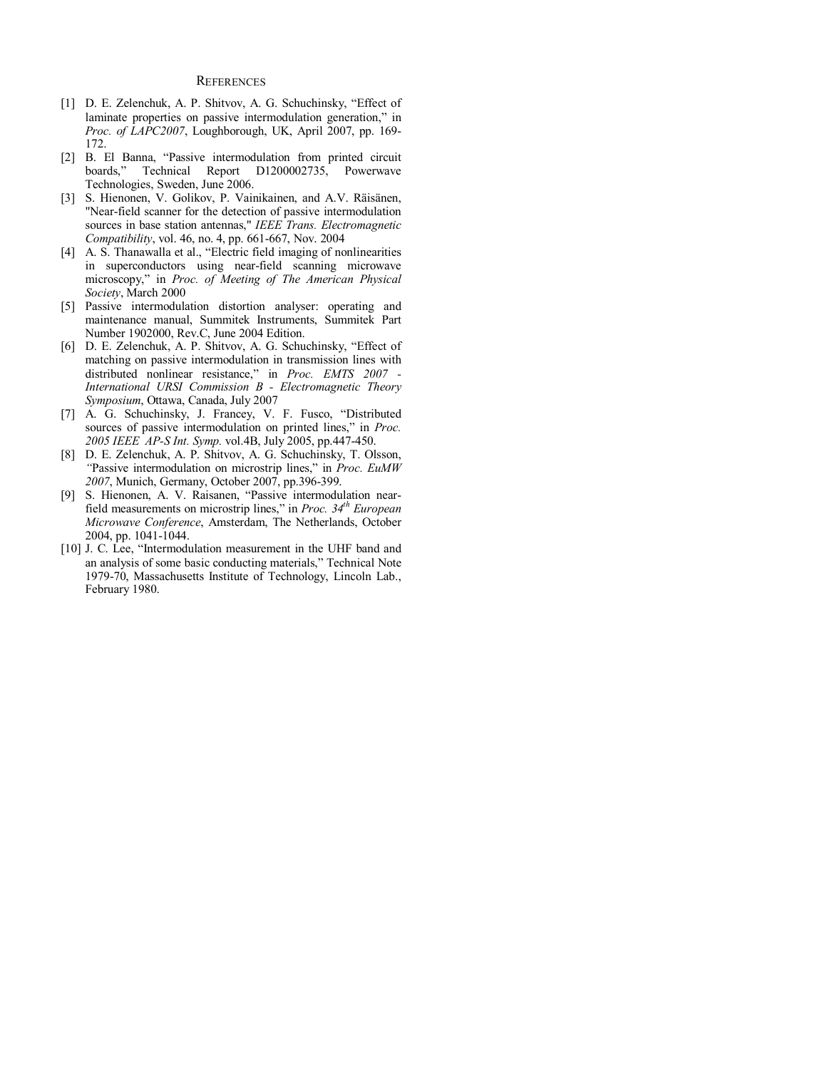## REFERENCES

[1] D. E. Zelenchuk, A. P. Shitvov, A. G. Schuchinsky, "Effect of laminate properties on passive intermodulation generation," in *Proc. of LAPC2007*, Loughborough, UK, April 2007, pp. 169-172.

[2] B. El Banna, "Passive intermodulation from printed circuit boards," Technical Report D1200002735, Powerwave Technologies, Sweden, June 2006.

[3] S. Hienonen, V. Golikov, P. Vainikainen, and A.V. Räisänen, "Near-field scanner for the detection of passive intermodulation sources in base station antennas," *IEEE Trans. Electromagnetic Compatibility*, vol. 46, no. 4, pp. 661-667, Nov. 2004

[4] A. S. Thanawalla et al., "Electric field imaging of nonlinearities in superconductors using near-field scanning microwave microscopy," in *Proc. of Meeting of The American Physical Society*, March 2000

[5] Passive intermodulation distortion analyser: operating and maintenance manual, Summitek Instruments, Summitek Part Number 1902000, Rev.C, June 2004 Edition.

[6] D. E. Zelenchuk, A. P. Shitvov, A. G. Schuchinsky, "Effect of matching on passive intermodulation in transmission lines with distributed nonlinear resistance," in *Proc. EMTS 2007 - International URSI Commission B - Electromagnetic Theory Symposium*, Ottawa, Canada, July 2007

[7] A. G. Schuchinsky, J. Francey, V. F. Fusco, "Distributed sources of passive intermodulation on printed lines," in *Proc. 2005 IEEE AP-S Int. Symp.* vol.4B, July 2005, pp.447-450.

[8] D. E. Zelenchuk, A. P. Shitvov, A. G. Schuchinsky, T. Olsson, "Passive intermodulation on microstrip lines," in *Proc. EuMW 2007*, Munich, Germany, October 2007, pp.396-399.

[9] S. Hienonen, A. V. Raisanen, "Passive intermodulation near-field measurements on microstrip lines," in *Proc. 34th European Microwave Conference*, Amsterdam, The Netherlands, October 2004, pp. 1041-1044.

[10] J. C. Lee, "Intermodulation measurement in the UHF band and an analysis of some basic conducting materials," Technical Note 1979-70, Massachusetts Institute of Technology, Lincoln Lab., February 1980.